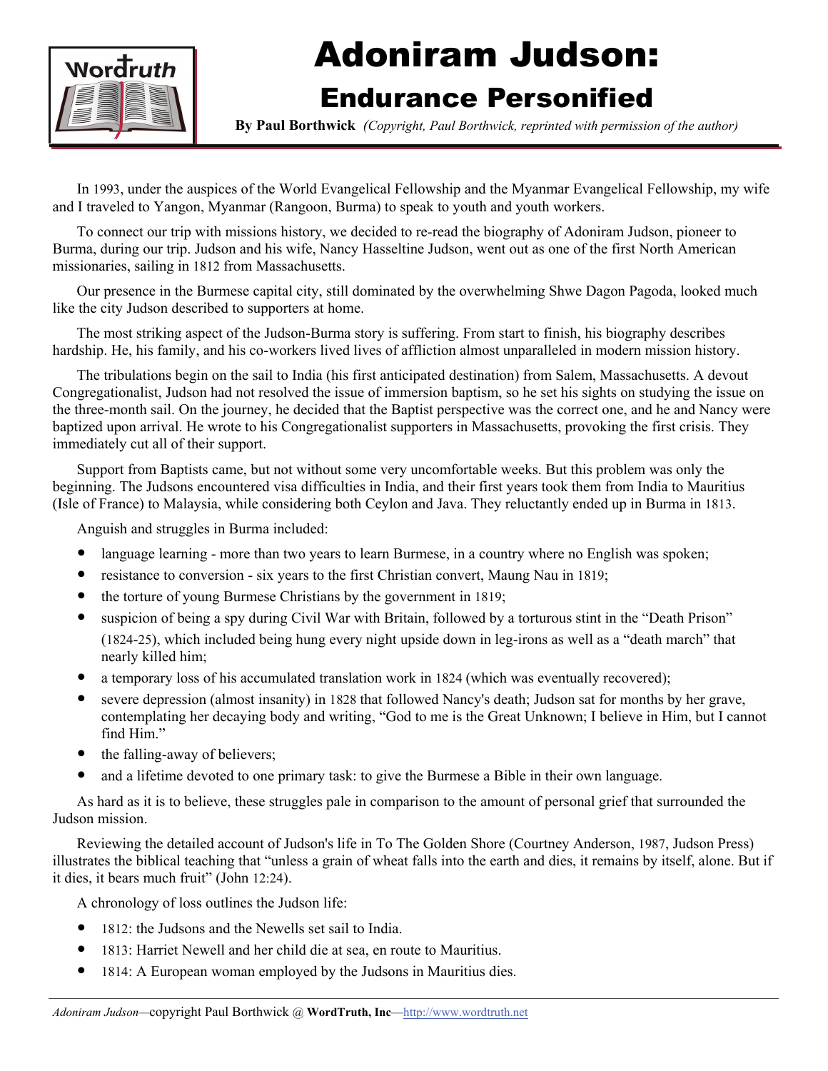# Adoniram Judson:

## Endurance Personified

**By Paul Borthwick** *(Copyright, Paul Borthwick, reprinted with permission of the author)*

In 1993, under the auspices of the World Evangelical Fellowship and the Myanmar Evangelical Fellowship, my wife and I traveled to Yangon, Myanmar (Rangoon, Burma) to speak to youth and youth workers.

To connect our trip with missions history, we decided to re-read the biography of Adoniram Judson, pioneer to Burma, during our trip. Judson and his wife, Nancy Hasseltine Judson, went out as one of the first North American missionaries, sailing in 1812 from Massachusetts.

Our presence in the Burmese capital city, still dominated by the overwhelming Shwe Dagon Pagoda, looked much like the city Judson described to supporters at home.

The most striking aspect of the Judson-Burma story is suffering. From start to finish, his biography describes hardship. He, his family, and his co-workers lived lives of affliction almost unparalleled in modern mission history.

The tribulations begin on the sail to India (his first anticipated destination) from Salem, Massachusetts. A devout Congregationalist, Judson had not resolved the issue of immersion baptism, so he set his sights on studying the issue on the three-month sail. On the journey, he decided that the Baptist perspective was the correct one, and he and Nancy were baptized upon arrival. He wrote to his Congregationalist supporters in Massachusetts, provoking the first crisis. They immediately cut all of their support.

Support from Baptists came, but not without some very uncomfortable weeks. But this problem was only the beginning. The Judsons encountered visa difficulties in India, and their first years took them from India to Mauritius (Isle of France) to Malaysia, while considering both Ceylon and Java. They reluctantly ended up in Burma in 1813.

Anguish and struggles in Burma included:

- language learning - more than two years to learn Burmese, in a country where no English was spoken;
- resistance to conversion - six years to the first Christian convert, Maung Nau in 1819;
- the torture of young Burmese Christians by the government in 1819;
- suspicion of being a spy during Civil War with Britain, followed by a torturous stint in the "Death Prison" (1824-25), which included being hung every night upside down in leg-irons as well as a "death march" that nearly killed him;
- a temporary loss of his accumulated translation work in 1824 (which was eventually recovered);
- severe depression (almost insanity) in 1828 that followed Nancy's death; Judson sat for months by her grave, contemplating her decaying body and writing, "God to me is the Great Unknown; I believe in Him, but I cannot find Him."
- the falling-away of believers;
- and a lifetime devoted to one primary task: to give the Burmese a Bible in their own language.

As hard as it is to believe, these struggles pale in comparison to the amount of personal grief that surrounded the Judson mission.

Reviewing the detailed account of Judson's life in To The Golden Shore (Courtney Anderson, 1987, Judson Press) illustrates the biblical teaching that "unless a grain of wheat falls into the earth and dies, it remains by itself, alone. But if it dies, it bears much fruit" (John 12:24).

A chronology of loss outlines the Judson life:

- 1812: the Judsons and the Newells set sail to India.
- 1813: Harriet Newell and her child die at sea, en route to Mauritius.
- 1814: A European woman employed by the Judsons in Mauritius dies.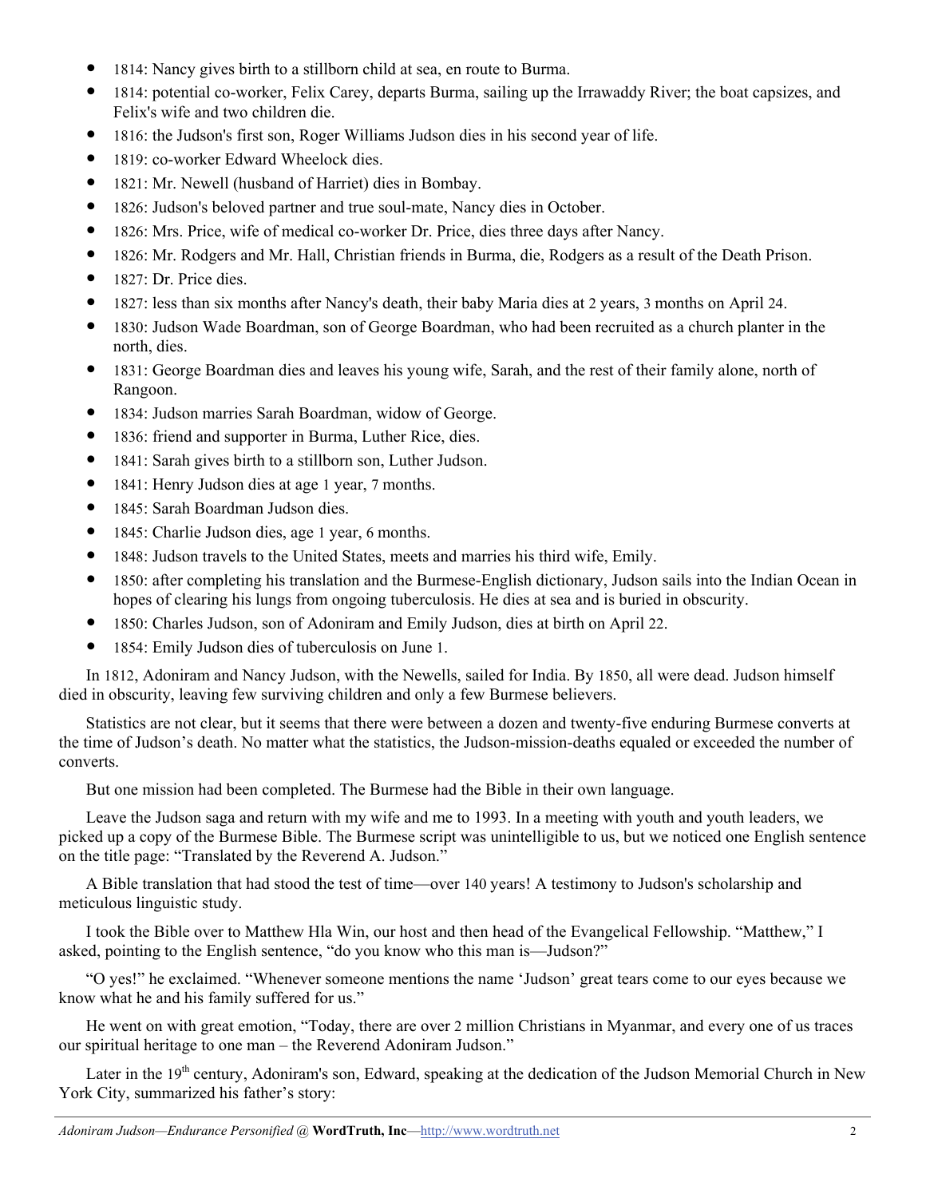- 1814: Nancy gives birth to a stillborn child at sea, en route to Burma.
- 1814: potential co-worker, Felix Carey, departs Burma, sailing up the Irrawaddy River; the boat capsizes, and Felix's wife and two children die.
- 1816: the Judson's first son, Roger Williams Judson dies in his second year of life.
- 1819: co-worker Edward Wheelock dies.
- 1821: Mr. Newell (husband of Harriet) dies in Bombay.
- 1826: Judson's beloved partner and true soul-mate, Nancy dies in October.
- 1826: Mrs. Price, wife of medical co-worker Dr. Price, dies three days after Nancy.
- 1826: Mr. Rodgers and Mr. Hall, Christian friends in Burma, die, Rodgers as a result of the Death Prison.
- 1827: Dr. Price dies.
- 1827: less than six months after Nancy's death, their baby Maria dies at 2 years, 3 months on April 24.
- 1830: Judson Wade Boardman, son of George Boardman, who had been recruited as a church planter in the north, dies.
- 1831: George Boardman dies and leaves his young wife, Sarah, and the rest of their family alone, north of Rangoon.
- 1834: Judson marries Sarah Boardman, widow of George.
- 1836: friend and supporter in Burma, Luther Rice, dies.
- 1841: Sarah gives birth to a stillborn son, Luther Judson.
- 1841: Henry Judson dies at age 1 year, 7 months.
- 1845: Sarah Boardman Judson dies.
- 1845: Charlie Judson dies, age 1 year, 6 months.
- 1848: Judson travels to the United States, meets and marries his third wife, Emily.
- 1850: after completing his translation and the Burmese-English dictionary, Judson sails into the Indian Ocean in hopes of clearing his lungs from ongoing tuberculosis. He dies at sea and is buried in obscurity.
- 1850: Charles Judson, son of Adoniram and Emily Judson, dies at birth on April 22.
- 1854: Emily Judson dies of tuberculosis on June 1.

In 1812, Adoniram and Nancy Judson, with the Newells, sailed for India. By 1850, all were dead. Judson himself died in obscurity, leaving few surviving children and only a few Burmese believers.

Statistics are not clear, but it seems that there were between a dozen and twenty-five enduring Burmese converts at the time of Judson's death. No matter what the statistics, the Judson-mission-deaths equaled or exceeded the number of converts.

But one mission had been completed. The Burmese had the Bible in their own language.

Leave the Judson saga and return with my wife and me to 1993. In a meeting with youth and youth leaders, we picked up a copy of the Burmese Bible. The Burmese script was unintelligible to us, but we noticed one English sentence on the title page: "Translated by the Reverend A. Judson."

A Bible translation that had stood the test of time—over 140 years! A testimony to Judson's scholarship and meticulous linguistic study.

I took the Bible over to Matthew Hla Win, our host and then head of the Evangelical Fellowship. "Matthew," I asked, pointing to the English sentence, "do you know who this man is—Judson?"

"O yes!" he exclaimed. "Whenever someone mentions the name 'Judson' great tears come to our eyes because we know what he and his family suffered for us."

He went on with great emotion, "Today, there are over 2 million Christians in Myanmar, and every one of us traces our spiritual heritage to one man – the Reverend Adoniram Judson."

Later in the 19th century, Adoniram's son, Edward, speaking at the dedication of the Judson Memorial Church in New York City, summarized his father's story: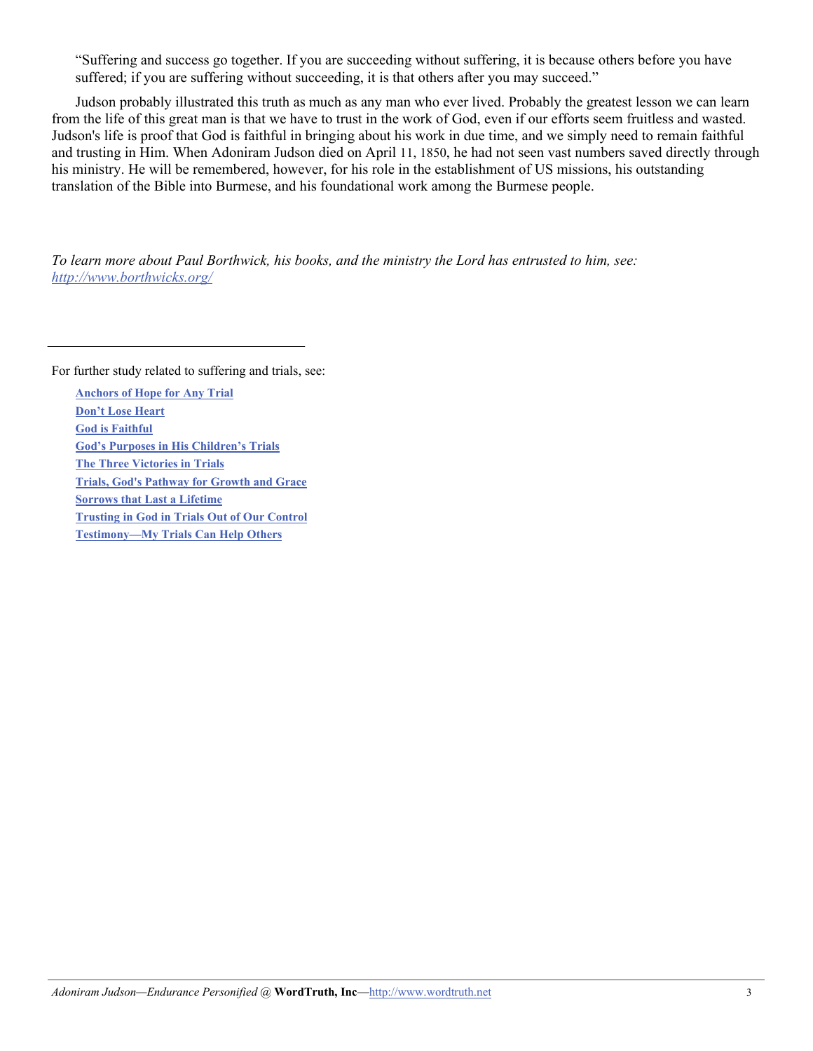> "Suffering and success go together. If you are succeeding without suffering, it is because others before you have suffered; if you are suffering without succeeding, it is that others after you may succeed."

Judson probably illustrated this truth as much as any man who ever lived. Probably the greatest lesson we can learn from the life of this great man is that we have to trust in the work of God, even if our efforts seem fruitless and wasted. Judson's life is proof that God is faithful in bringing about his work in due time, and we simply need to remain faithful and trusting in Him. When Adoniram Judson died on April 11, 1850, he had not seen vast numbers saved directly through his ministry. He will be remembered, however, for his role in the establishment of US missions, his outstanding translation of the Bible into Burmese, and his foundational work among the Burmese people.

*To learn more about Paul Borthwick, his books, and the ministry the Lord has entrusted to him, see: [http://www.borthwicks.org/](http://www.borthwicks.org/)*

---

For further study related to suffering and trials, see:

- **Anchors of Hope for Any Trial**
- **Don't Lose Heart**
- **God is Faithful**
- **God's Purposes in His Children's Trials**
- **The Three Victories in Trials**
- **Trials, God's Pathway for Growth and Grace**
- **Sorrows that Last a Lifetime**
- **Trusting in God in Trials Out of Our Control**
- **Testimony—My Trials Can Help Others**